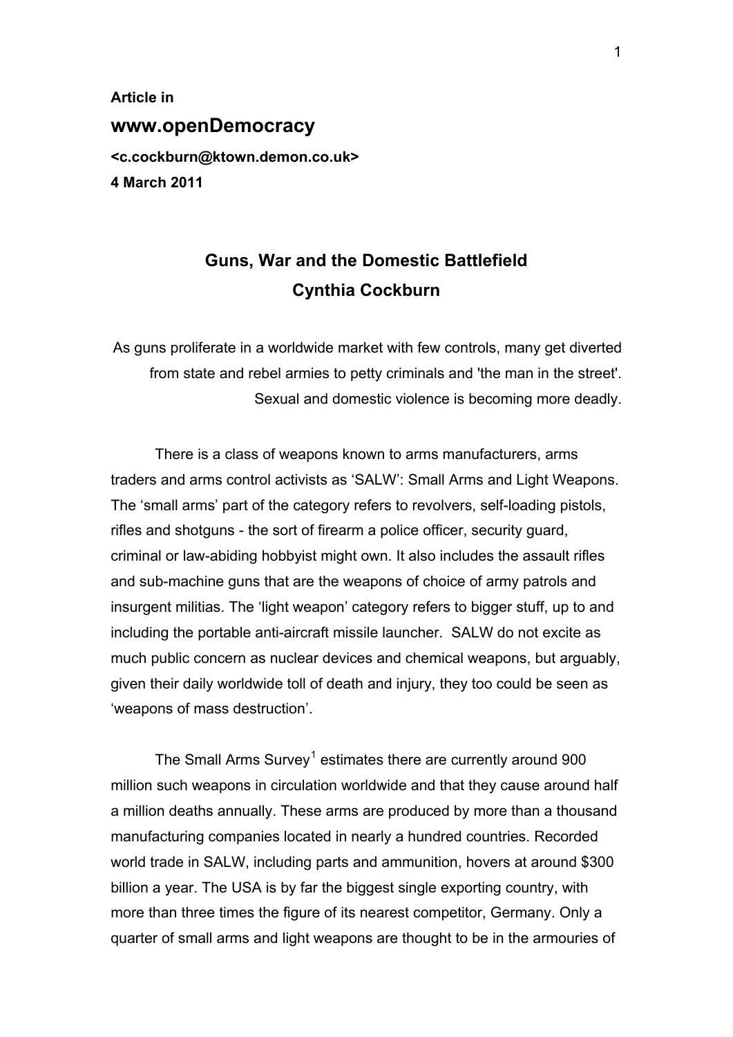**Article in**

**www.openDemocracy**

**<c.cockburn@ktown.demon.co.uk>**

**4 March 2011**

# Guns, War and the Domestic Battlefield

## Cynthia Cockburn

As guns proliferate in a worldwide market with few controls, many get diverted from state and rebel armies to petty criminals and 'the man in the street'. Sexual and domestic violence is becoming more deadly.

There is a class of weapons known to arms manufacturers, arms traders and arms control activists as 'SALW': Small Arms and Light Weapons. The 'small arms' part of the category refers to revolvers, self-loading pistols, rifles and shotguns - the sort of firearm a police officer, security guard, criminal or law-abiding hobbyist might own. It also includes the assault rifles and sub-machine guns that are the weapons of choice of army patrols and insurgent militias. The 'light weapon' category refers to bigger stuff, up to and including the portable anti-aircraft missile launcher. SALW do not excite as much public concern as nuclear devices and chemical weapons, but arguably, given their daily worldwide toll of death and injury, they too could be seen as 'weapons of mass destruction'.

The Small Arms Survey[1] estimates there are currently around 900 million such weapons in circulation worldwide and that they cause around half a million deaths annually. These arms are produced by more than a thousand manufacturing companies located in nearly a hundred countries. Recorded world trade in SALW, including parts and ammunition, hovers at around $300 billion a year. The USA is by far the biggest single exporting country, with more than three times the figure of its nearest competitor, Germany. Only a quarter of small arms and light weapons are thought to be in the armouries of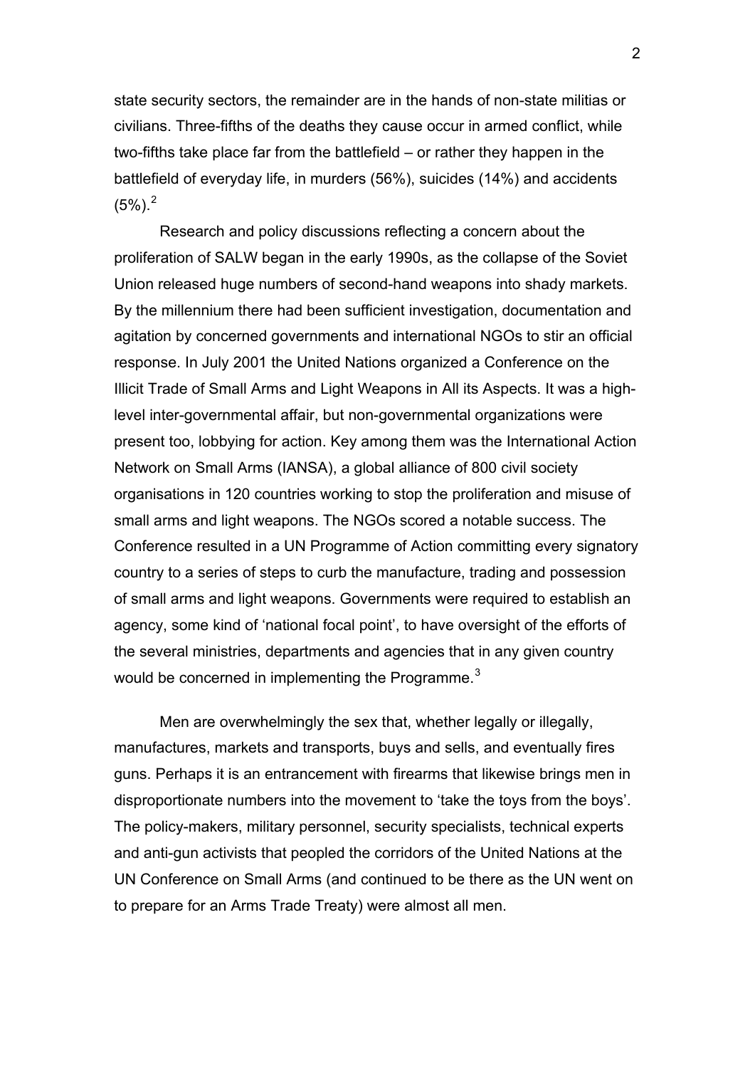state security sectors, the remainder are in the hands of non-state militias or civilians. Three-fifths of the deaths they cause occur in armed conflict, while two-fifths take place far from the battlefield – or rather they happen in the battlefield of everyday life, in murders (56%), suicides (14%) and accidents (5%).[2]

Research and policy discussions reflecting a concern about the proliferation of SALW began in the early 1990s, as the collapse of the Soviet Union released huge numbers of second-hand weapons into shady markets. By the millennium there had been sufficient investigation, documentation and agitation by concerned governments and international NGOs to stir an official response. In July 2001 the United Nations organized a Conference on the Illicit Trade of Small Arms and Light Weapons in All its Aspects. It was a high-level inter-governmental affair, but non-governmental organizations were present too, lobbying for action. Key among them was the International Action Network on Small Arms (IANSA), a global alliance of 800 civil society organisations in 120 countries working to stop the proliferation and misuse of small arms and light weapons. The NGOs scored a notable success. The Conference resulted in a UN Programme of Action committing every signatory country to a series of steps to curb the manufacture, trading and possession of small arms and light weapons. Governments were required to establish an agency, some kind of 'national focal point', to have oversight of the efforts of the several ministries, departments and agencies that in any given country would be concerned in implementing the Programme.[3]

Men are overwhelmingly the sex that, whether legally or illegally, manufactures, markets and transports, buys and sells, and eventually fires guns. Perhaps it is an entrancement with firearms that likewise brings men in disproportionate numbers into the movement to 'take the toys from the boys'. The policy-makers, military personnel, security specialists, technical experts and anti-gun activists that peopled the corridors of the United Nations at the UN Conference on Small Arms (and continued to be there as the UN went on to prepare for an Arms Trade Treaty) were almost all men.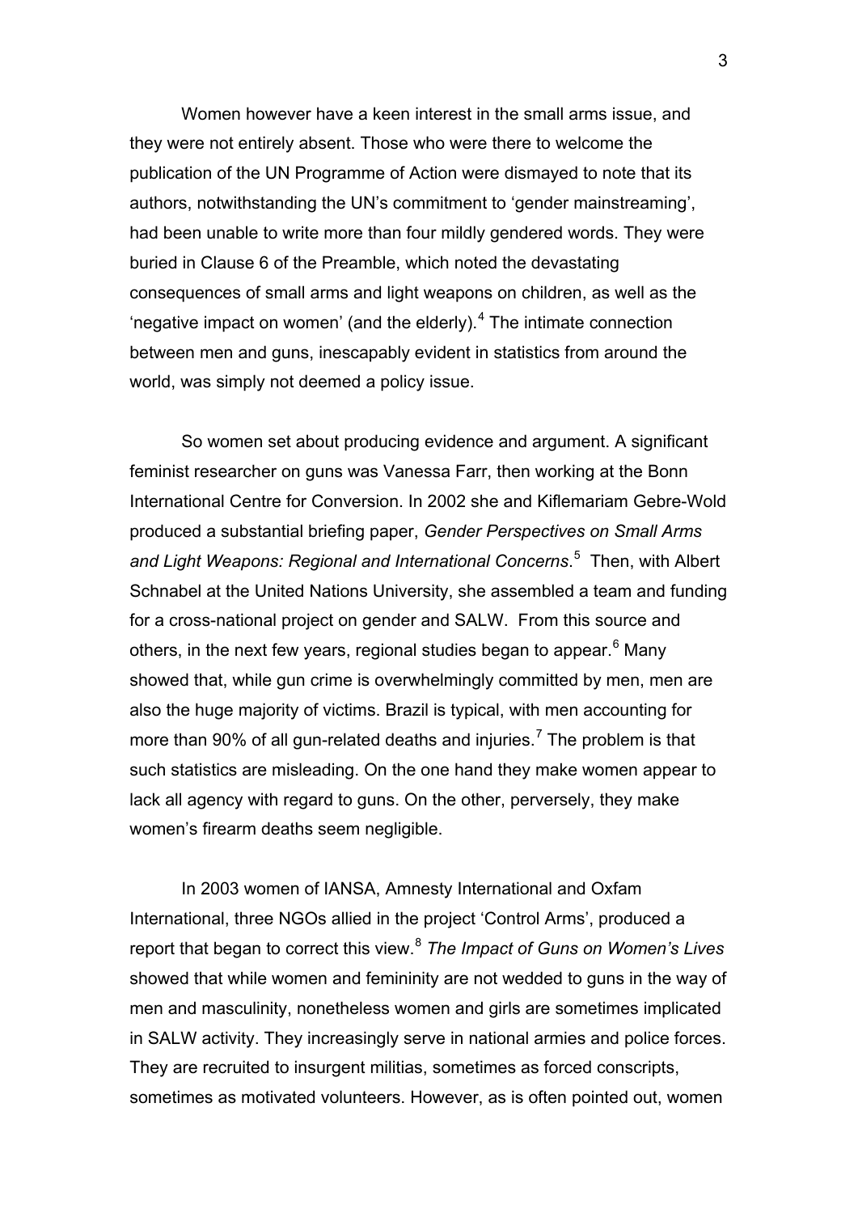Women however have a keen interest in the small arms issue, and they were not entirely absent. Those who were there to welcome the publication of the UN Programme of Action were dismayed to note that its authors, notwithstanding the UN's commitment to 'gender mainstreaming', had been unable to write more than four mildly gendered words. They were buried in Clause 6 of the Preamble, which noted the devastating consequences of small arms and light weapons on children, as well as the 'negative impact on women' (and the elderly).[4] The intimate connection between men and guns, inescapably evident in statistics from around the world, was simply not deemed a policy issue.

So women set about producing evidence and argument. A significant feminist researcher on guns was Vanessa Farr, then working at the Bonn International Centre for Conversion. In 2002 she and Kiflemariam Gebre-Wold produced a substantial briefing paper, *Gender Perspectives on Small Arms and Light Weapons: Regional and International Concerns*.[5] Then, with Albert Schnabel at the United Nations University, she assembled a team and funding for a cross-national project on gender and SALW. From this source and others, in the next few years, regional studies began to appear.[6] Many showed that, while gun crime is overwhelmingly committed by men, men are also the huge majority of victims. Brazil is typical, with men accounting for more than 90% of all gun-related deaths and injuries.[7] The problem is that such statistics are misleading. On the one hand they make women appear to lack all agency with regard to guns. On the other, perversely, they make women's firearm deaths seem negligible.

In 2003 women of IANSA, Amnesty International and Oxfam International, three NGOs allied in the project 'Control Arms', produced a report that began to correct this view.[8] *The Impact of Guns on Women's Lives* showed that while women and femininity are not wedded to guns in the way of men and masculinity, nonetheless women and girls are sometimes implicated in SALW activity. They increasingly serve in national armies and police forces. They are recruited to insurgent militias, sometimes as forced conscripts, sometimes as motivated volunteers. However, as is often pointed out, women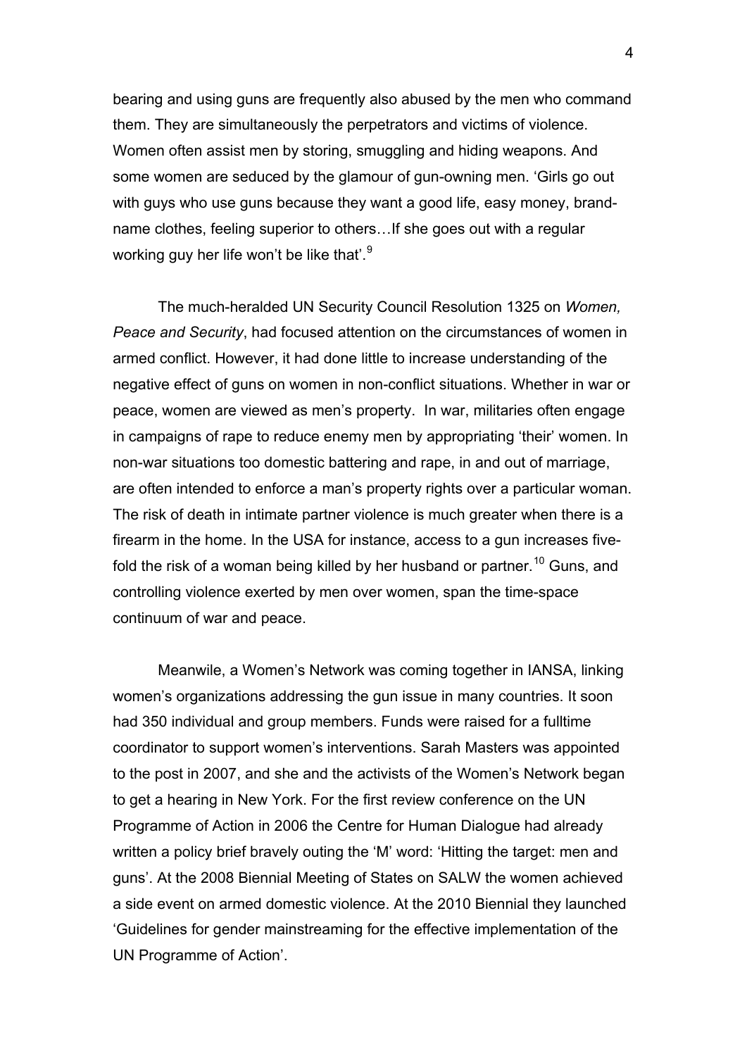bearing and using guns are frequently also abused by the men who command them. They are simultaneously the perpetrators and victims of violence. Women often assist men by storing, smuggling and hiding weapons. And some women are seduced by the glamour of gun-owning men. 'Girls go out with guys who use guns because they want a good life, easy money, brand-name clothes, feeling superior to others…If she goes out with a regular working guy her life won't be like that'.[9]

The much-heralded UN Security Council Resolution 1325 on *Women, Peace and Security*, had focused attention on the circumstances of women in armed conflict. However, it had done little to increase understanding of the negative effect of guns on women in non-conflict situations. Whether in war or peace, women are viewed as men's property. In war, militaries often engage in campaigns of rape to reduce enemy men by appropriating 'their' women. In non-war situations too domestic battering and rape, in and out of marriage, are often intended to enforce a man's property rights over a particular woman. The risk of death in intimate partner violence is much greater when there is a firearm in the home. In the USA for instance, access to a gun increases five-fold the risk of a woman being killed by her husband or partner.[10] Guns, and controlling violence exerted by men over women, span the time-space continuum of war and peace.

Meanwile, a Women's Network was coming together in IANSA, linking women's organizations addressing the gun issue in many countries. It soon had 350 individual and group members. Funds were raised for a fulltime coordinator to support women's interventions. Sarah Masters was appointed to the post in 2007, and she and the activists of the Women's Network began to get a hearing in New York. For the first review conference on the UN Programme of Action in 2006 the Centre for Human Dialogue had already written a policy brief bravely outing the 'M' word: 'Hitting the target: men and guns'. At the 2008 Biennial Meeting of States on SALW the women achieved a side event on armed domestic violence. At the 2010 Biennial they launched 'Guidelines for gender mainstreaming for the effective implementation of the UN Programme of Action'.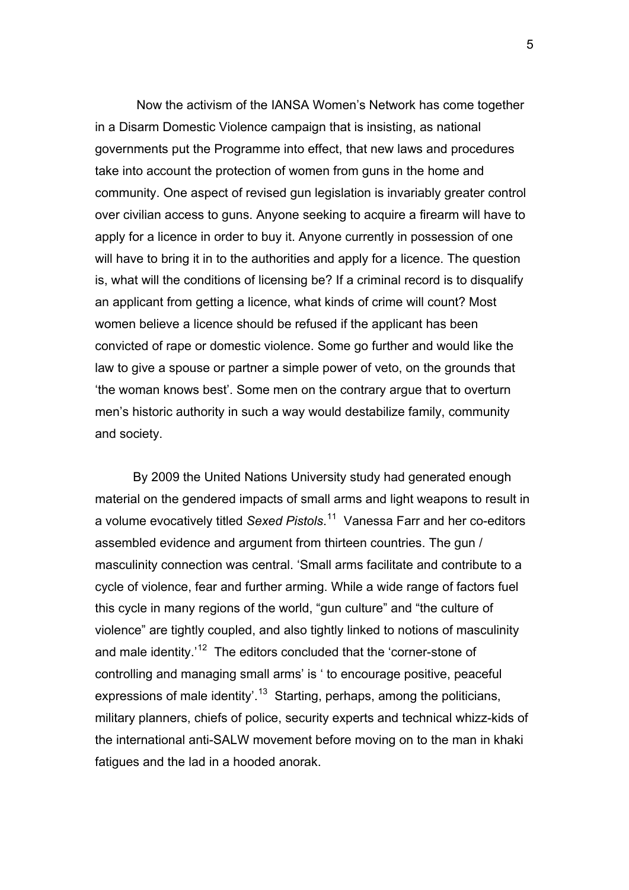Now the activism of the IANSA Women's Network has come together in a Disarm Domestic Violence campaign that is insisting, as national governments put the Programme into effect, that new laws and procedures take into account the protection of women from guns in the home and community. One aspect of revised gun legislation is invariably greater control over civilian access to guns. Anyone seeking to acquire a firearm will have to apply for a licence in order to buy it. Anyone currently in possession of one will have to bring it in to the authorities and apply for a licence. The question is, what will the conditions of licensing be? If a criminal record is to disqualify an applicant from getting a licence, what kinds of crime will count? Most women believe a licence should be refused if the applicant has been convicted of rape or domestic violence. Some go further and would like the law to give a spouse or partner a simple power of veto, on the grounds that 'the woman knows best'. Some men on the contrary argue that to overturn men's historic authority in such a way would destabilize family, community and society.

By 2009 the United Nations University study had generated enough material on the gendered impacts of small arms and light weapons to result in a volume evocatively titled *Sexed Pistols*.[11] Vanessa Farr and her co-editors assembled evidence and argument from thirteen countries. The gun / masculinity connection was central. 'Small arms facilitate and contribute to a cycle of violence, fear and further arming. While a wide range of factors fuel this cycle in many regions of the world, "gun culture" and "the culture of violence" are tightly coupled, and also tightly linked to notions of masculinity and male identity.'[12] The editors concluded that the 'corner-stone of controlling and managing small arms' is ' to encourage positive, peaceful expressions of male identity'.[13] Starting, perhaps, among the politicians, military planners, chiefs of police, security experts and technical whizz-kids of the international anti-SALW movement before moving on to the man in khaki fatigues and the lad in a hooded anorak.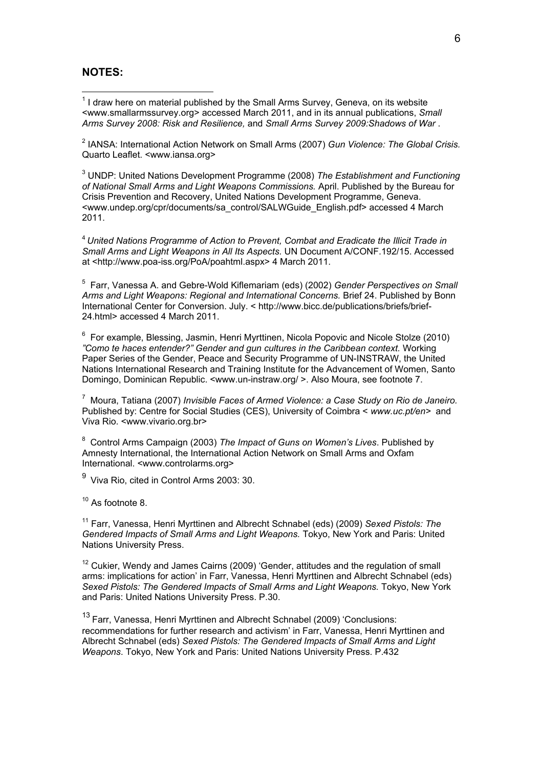**NOTES:**

[1] I draw here on material published by the Small Arms Survey, Geneva, on its website <www.smallarmssurvey.org> accessed March 2011, and in its annual publications, *Small Arms Survey 2008: Risk and Resilience,* and *Small Arms Survey 2009:Shadows of War* .

[2] IANSA: International Action Network on Small Arms (2007) *Gun Violence: The Global Crisis.* Quarto Leaflet. <www.iansa.org>

[3] UNDP: United Nations Development Programme (2008) *The Establishment and Functioning of National Small Arms and Light Weapons Commissions.* April. Published by the Bureau for Crisis Prevention and Recovery, United Nations Development Programme, Geneva. <www.undep.org/cpr/documents/sa_control/SALWGuide_English.pdf> accessed 4 March 2011.

[4] *United Nations Programme of Action to Prevent, Combat and Eradicate the Illicit Trade in Small Arms and Light Weapons in All Its Aspects.* UN Document A/CONF.192/15. Accessed at <http://www.poa-iss.org/PoA/poahtml.aspx> 4 March 2011.

[5] Farr, Vanessa A. and Gebre-Wold Kiflemariam (eds) (2002) *Gender Perspectives on Small Arms and Light Weapons: Regional and International Concerns.* Brief 24. Published by Bonn International Center for Conversion. July. < http://www.bicc.de/publications/briefs/brief-24.html> accessed 4 March 2011.

[6] For example, Blessing, Jasmin, Henri Myrttinen, Nicola Popovic and Nicole Stolze (2010) *"Como te haces entender?" Gender and gun cultures in the Caribbean context.* Working Paper Series of the Gender, Peace and Security Programme of UN-INSTRAW, the United Nations International Research and Training Institute for the Advancement of Women, Santo Domingo, Dominican Republic. <www.un-instraw.org/ >. Also Moura, see footnote 7.

[7] Moura, Tatiana (2007) *Invisible Faces of Armed Violence: a Case Study on Rio de Janeiro.* Published by: Centre for Social Studies (CES), University of Coimbra < *www.uc.pt/en*> and Viva Rio. <www.vivario.org.br>

[8] Control Arms Campaign (2003) *The Impact of Guns on Women's Lives*. Published by Amnesty International, the International Action Network on Small Arms and Oxfam International. <www.controlarms.org>

[9] Viva Rio, cited in Control Arms 2003: 30.

[10] As footnote 8.

[11] Farr, Vanessa, Henri Myrttinen and Albrecht Schnabel (eds) (2009) *Sexed Pistols: The Gendered Impacts of Small Arms and Light Weapons.* Tokyo, New York and Paris: United Nations University Press.

[12] Cukier, Wendy and James Cairns (2009) 'Gender, attitudes and the regulation of small arms: implications for action' in Farr, Vanessa, Henri Myrttinen and Albrecht Schnabel (eds) *Sexed Pistols: The Gendered Impacts of Small Arms and Light Weapons.* Tokyo, New York and Paris: United Nations University Press. P.30.

[13] Farr, Vanessa, Henri Myrttinen and Albrecht Schnabel (2009) 'Conclusions: recommendations for further research and activism' in Farr, Vanessa, Henri Myrttinen and Albrecht Schnabel (eds) *Sexed Pistols: The Gendered Impacts of Small Arms and Light Weapons*. Tokyo, New York and Paris: United Nations University Press. P.432